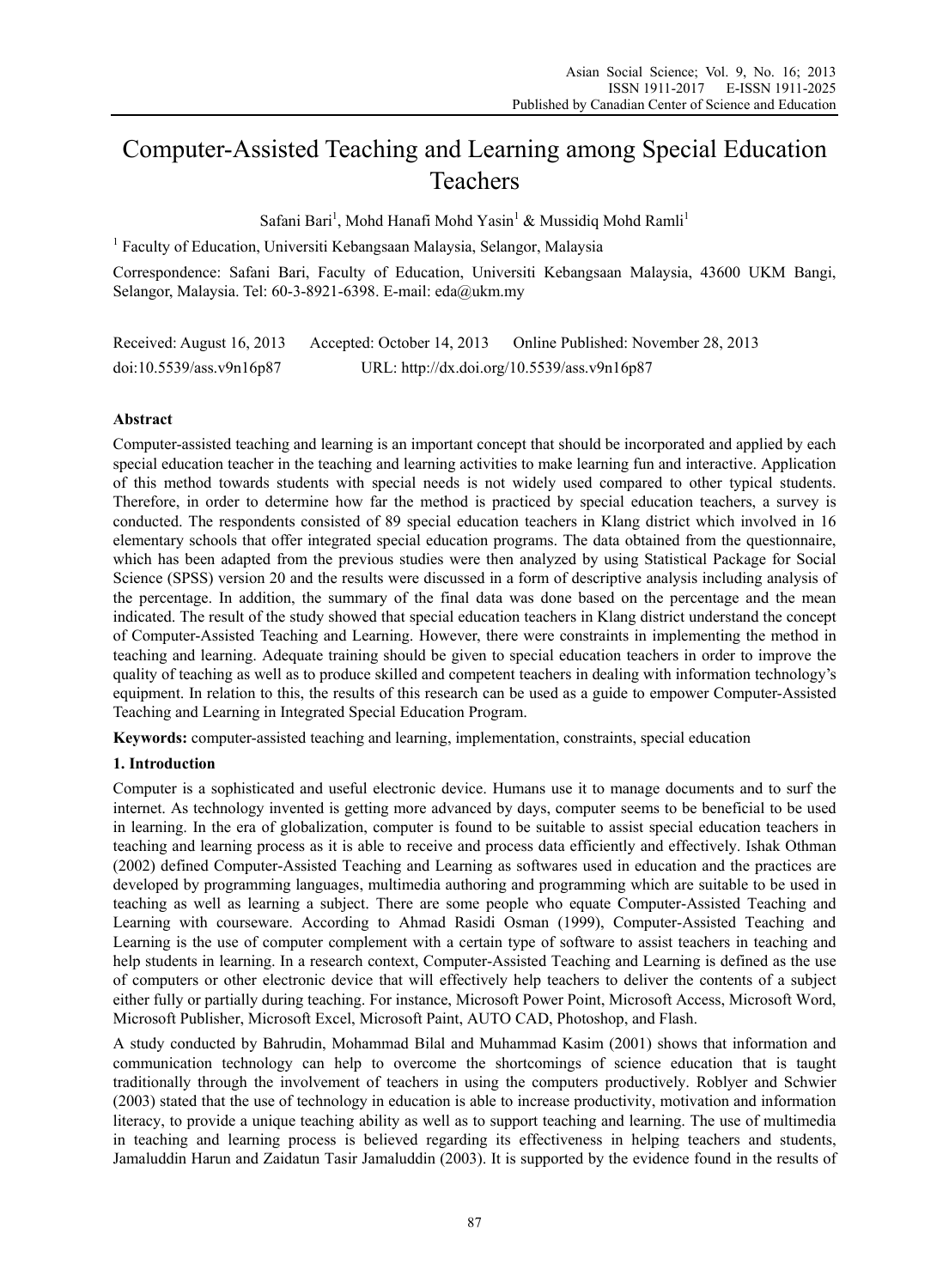# Computer-Assisted Teaching and Learning among Special Education Teachers

Safani Bari[1], Mohd Hanafi Mohd Yasin[1] & Mussidiq Mohd Ramli[1]

[1] Faculty of Education, Universiti Kebangsaan Malaysia, Selangor, Malaysia

Correspondence: Safani Bari, Faculty of Education, Universiti Kebangsaan Malaysia, 43600 UKM Bangi, Selangor, Malaysia. Tel: 60-3-8921-6398. E-mail: eda@ukm.my

Received: August 16, 2013 Accepted: October 14, 2013 Online Published: November 28, 2013

doi:10.5539/ass.v9n16p87 URL: http://dx.doi.org/10.5539/ass.v9n16p87

## Abstract

Computer-assisted teaching and learning is an important concept that should be incorporated and applied by each special education teacher in the teaching and learning activities to make learning fun and interactive. Application of this method towards students with special needs is not widely used compared to other typical students. Therefore, in order to determine how far the method is practiced by special education teachers, a survey is conducted. The respondents consisted of 89 special education teachers in Klang district which involved in 16 elementary schools that offer integrated special education programs. The data obtained from the questionnaire, which has been adapted from the previous studies were then analyzed by using Statistical Package for Social Science (SPSS) version 20 and the results were discussed in a form of descriptive analysis including analysis of the percentage. In addition, the summary of the final data was done based on the percentage and the mean indicated. The result of the study showed that special education teachers in Klang district understand the concept of Computer-Assisted Teaching and Learning. However, there were constraints in implementing the method in teaching and learning. Adequate training should be given to special education teachers in order to improve the quality of teaching as well as to produce skilled and competent teachers in dealing with information technology's equipment. In relation to this, the results of this research can be used as a guide to empower Computer-Assisted Teaching and Learning in Integrated Special Education Program.

**Keywords:** computer-assisted teaching and learning, implementation, constraints, special education

## 1. Introduction

Computer is a sophisticated and useful electronic device. Humans use it to manage documents and to surf the internet. As technology invented is getting more advanced by days, computer seems to be beneficial to be used in learning. In the era of globalization, computer is found to be suitable to assist special education teachers in teaching and learning process as it is able to receive and process data efficiently and effectively. Ishak Othman (2002) defined Computer-Assisted Teaching and Learning as softwares used in education and the practices are developed by programming languages, multimedia authoring and programming which are suitable to be used in teaching as well as learning a subject. There are some people who equate Computer-Assisted Teaching and Learning with courseware. According to Ahmad Rasidi Osman (1999), Computer-Assisted Teaching and Learning is the use of computer complement with a certain type of software to assist teachers in teaching and help students in learning. In a research context, Computer-Assisted Teaching and Learning is defined as the use of computers or other electronic device that will effectively help teachers to deliver the contents of a subject either fully or partially during teaching. For instance, Microsoft Power Point, Microsoft Access, Microsoft Word, Microsoft Publisher, Microsoft Excel, Microsoft Paint, AUTO CAD, Photoshop, and Flash.

A study conducted by Bahrudin, Mohammad Bilal and Muhammad Kasim (2001) shows that information and communication technology can help to overcome the shortcomings of science education that is taught traditionally through the involvement of teachers in using the computers productively. Roblyer and Schwier (2003) stated that the use of technology in education is able to increase productivity, motivation and information literacy, to provide a unique teaching ability as well as to support teaching and learning. The use of multimedia in teaching and learning process is believed regarding its effectiveness in helping teachers and students, Jamaluddin Harun and Zaidatun Tasir Jamaluddin (2003). It is supported by the evidence found in the results of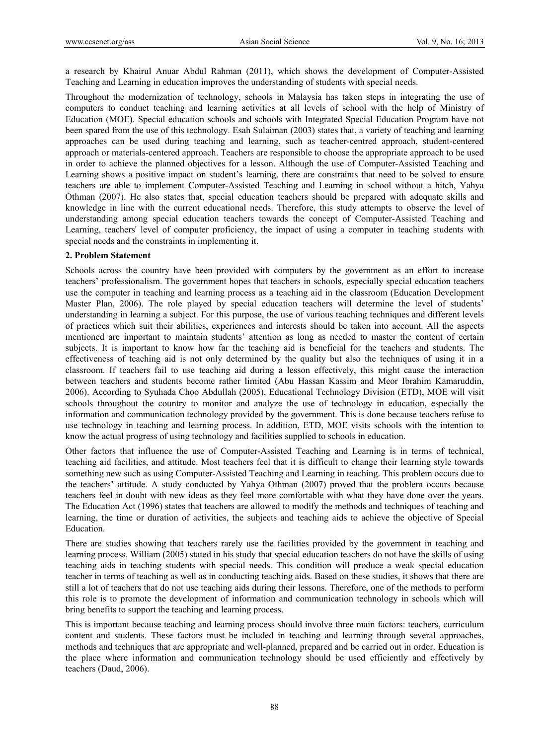a research by Khairul Anuar Abdul Rahman (2011), which shows the development of Computer-Assisted Teaching and Learning in education improves the understanding of students with special needs.

Throughout the modernization of technology, schools in Malaysia has taken steps in integrating the use of computers to conduct teaching and learning activities at all levels of school with the help of Ministry of Education (MOE). Special education schools and schools with Integrated Special Education Program have not been spared from the use of this technology. Esah Sulaiman (2003) states that, a variety of teaching and learning approaches can be used during teaching and learning, such as teacher-centred approach, student-centered approach or materials-centered approach. Teachers are responsible to choose the appropriate approach to be used in order to achieve the planned objectives for a lesson. Although the use of Computer-Assisted Teaching and Learning shows a positive impact on student's learning, there are constraints that need to be solved to ensure teachers are able to implement Computer-Assisted Teaching and Learning in school without a hitch, Yahya Othman (2007). He also states that, special education teachers should be prepared with adequate skills and knowledge in line with the current educational needs. Therefore, this study attempts to observe the level of understanding among special education teachers towards the concept of Computer-Assisted Teaching and Learning, teachers' level of computer proficiency, the impact of using a computer in teaching students with special needs and the constraints in implementing it.

## 2. Problem Statement

Schools across the country have been provided with computers by the government as an effort to increase teachers' professionalism. The government hopes that teachers in schools, especially special education teachers use the computer in teaching and learning process as a teaching aid in the classroom (Education Development Master Plan, 2006). The role played by special education teachers will determine the level of students' understanding in learning a subject. For this purpose, the use of various teaching techniques and different levels of practices which suit their abilities, experiences and interests should be taken into account. All the aspects mentioned are important to maintain students' attention as long as needed to master the content of certain subjects. It is important to know how far the teaching aid is beneficial for the teachers and students. The effectiveness of teaching aid is not only determined by the quality but also the techniques of using it in a classroom. If teachers fail to use teaching aid during a lesson effectively, this might cause the interaction between teachers and students become rather limited (Abu Hassan Kassim and Meor Ibrahim Kamaruddin, 2006). According to Syuhada Choo Abdullah (2005), Educational Technology Division (ETD), MOE will visit schools throughout the country to monitor and analyze the use of technology in education, especially the information and communication technology provided by the government. This is done because teachers refuse to use technology in teaching and learning process. In addition, ETD, MOE visits schools with the intention to know the actual progress of using technology and facilities supplied to schools in education.

Other factors that influence the use of Computer-Assisted Teaching and Learning is in terms of technical, teaching aid facilities, and attitude. Most teachers feel that it is difficult to change their learning style towards something new such as using Computer-Assisted Teaching and Learning in teaching. This problem occurs due to the teachers' attitude. A study conducted by Yahya Othman (2007) proved that the problem occurs because teachers feel in doubt with new ideas as they feel more comfortable with what they have done over the years. The Education Act (1996) states that teachers are allowed to modify the methods and techniques of teaching and learning, the time or duration of activities, the subjects and teaching aids to achieve the objective of Special Education.

There are studies showing that teachers rarely use the facilities provided by the government in teaching and learning process. William (2005) stated in his study that special education teachers do not have the skills of using teaching aids in teaching students with special needs. This condition will produce a weak special education teacher in terms of teaching as well as in conducting teaching aids. Based on these studies, it shows that there are still a lot of teachers that do not use teaching aids during their lessons. Therefore, one of the methods to perform this role is to promote the development of information and communication technology in schools which will bring benefits to support the teaching and learning process.

This is important because teaching and learning process should involve three main factors: teachers, curriculum content and students. These factors must be included in teaching and learning through several approaches, methods and techniques that are appropriate and well-planned, prepared and be carried out in order. Education is the place where information and communication technology should be used efficiently and effectively by teachers (Daud, 2006).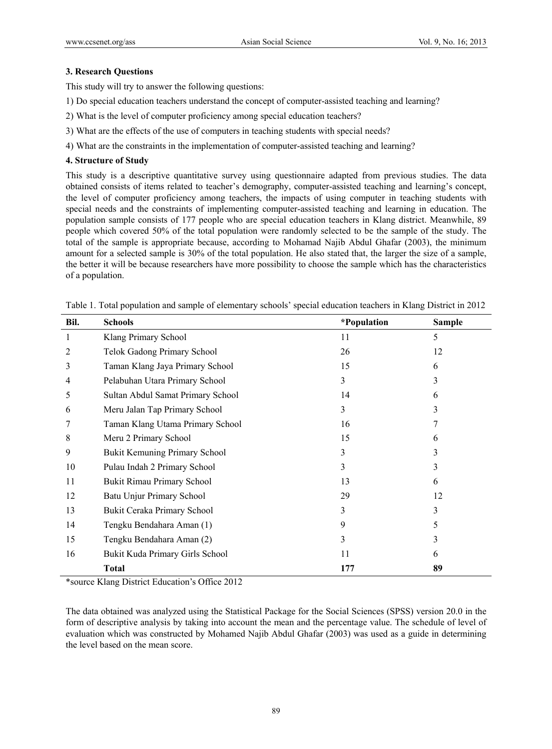### 3. Research Questions

This study will try to answer the following questions:

1) Do special education teachers understand the concept of computer-assisted teaching and learning?

2) What is the level of computer proficiency among special education teachers?

3) What are the effects of the use of computers in teaching students with special needs?

4) What are the constraints in the implementation of computer-assisted teaching and learning?

### 4. Structure of Study

This study is a descriptive quantitative survey using questionnaire adapted from previous studies. The data obtained consists of items related to teacher's demography, computer-assisted teaching and learning's concept, the level of computer proficiency among teachers, the impacts of using computer in teaching students with special needs and the constraints of implementing computer-assisted teaching and learning in education. The population sample consists of 177 people who are special education teachers in Klang district. Meanwhile, 89 people which covered 50% of the total population were randomly selected to be the sample of the study. The total of the sample is appropriate because, according to Mohamad Najib Abdul Ghafar (2003), the minimum amount for a selected sample is 30% of the total population. He also stated that, the larger the size of a sample, the better it will be because researchers have more possibility to choose the sample which has the characteristics of a population.

Table 1. Total population and sample of elementary schools' special education teachers in Klang District in 2012

| Bil. | Schools | *Population | Sample |
|---|---|---|---|
| 1 | Klang Primary School | 11 | 5 |
| 2 | Telok Gadong Primary School | 26 | 12 |
| 3 | Taman Klang Jaya Primary School | 15 | 6 |
| 4 | Pelabuhan Utara Primary School | 3 | 3 |
| 5 | Sultan Abdul Samat Primary School | 14 | 6 |
| 6 | Meru Jalan Tap Primary School | 3 | 3 |
| 7 | Taman Klang Utama Primary School | 16 | 7 |
| 8 | Meru 2 Primary School | 15 | 6 |
| 9 | Bukit Kemuning Primary School | 3 | 3 |
| 10 | Pulau Indah 2 Primary School | 3 | 3 |
| 11 | Bukit Rimau Primary School | 13 | 6 |
| 12 | Batu Unjur Primary School | 29 | 12 |
| 13 | Bukit Ceraka Primary School | 3 | 3 |
| 14 | Tengku Bendahara Aman (1) | 9 | 5 |
| 15 | Tengku Bendahara Aman (2) | 3 | 3 |
| 16 | Bukit Kuda Primary Girls School | 11 | 6 |
| | **Total** | **177** | **89** |

*source Klang District Education's Office 2012

The data obtained was analyzed using the Statistical Package for the Social Sciences (SPSS) version 20.0 in the form of descriptive analysis by taking into account the mean and the percentage value. The schedule of level of evaluation which was constructed by Mohamed Najib Abdul Ghafar (2003) was used as a guide in determining the level based on the mean score.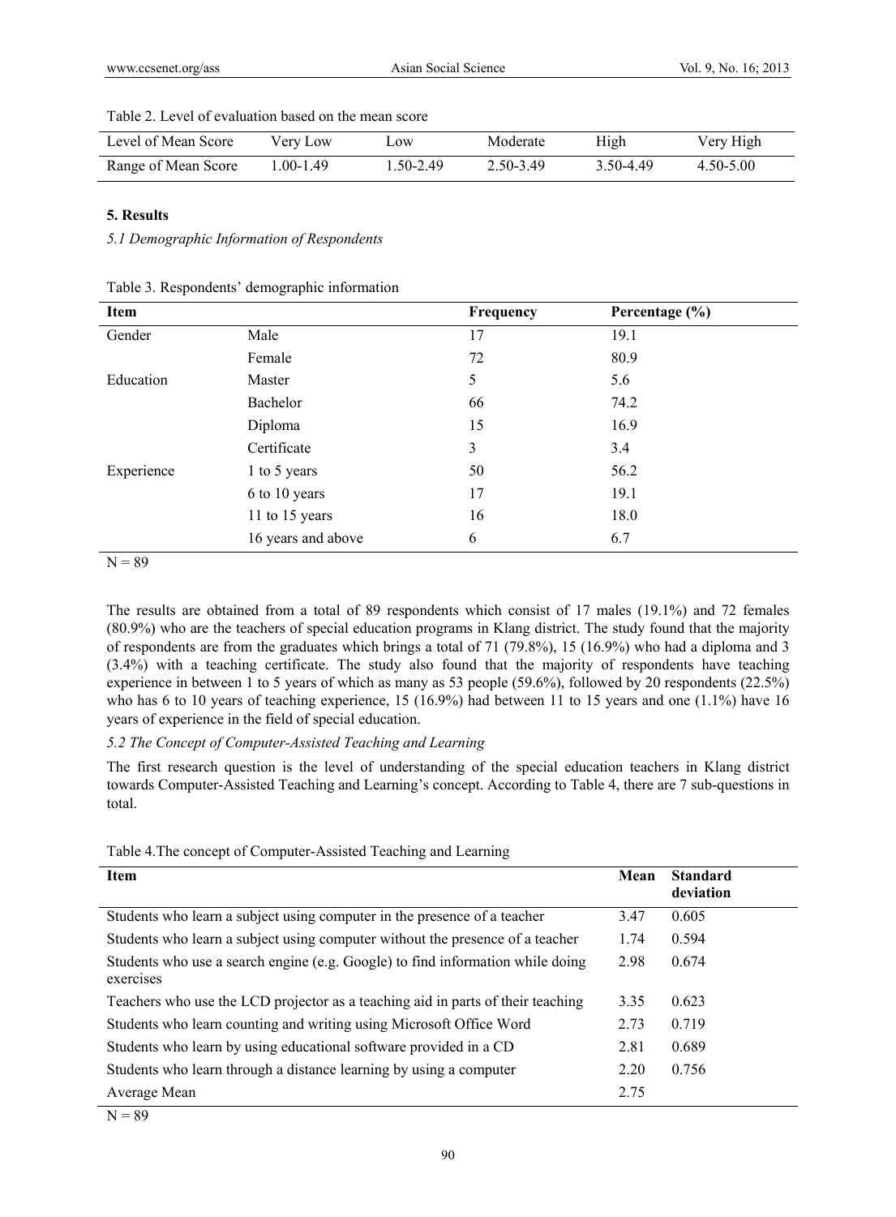Table 2. Level of evaluation based on the mean score

| Level of Mean Score | Very Low | Low | Moderate | High | Very High |
|---|---|---|---|---|---|
| Range of Mean Score | 1.00-1.49 | 1.50-2.49 | 2.50-3.49 | 3.50-4.49 | 4.50-5.00 |

## 5. Results

### *5.1 Demographic Information of Respondents*

Table 3. Respondents' demographic information

| **Item** | | **Frequency** | **Percentage (%)** |
|---|---|---|---|
| Gender | Male | 17 | 19.1 |
| | Female | 72 | 80.9 |
| Education | Master | 5 | 5.6 |
| | Bachelor | 66 | 74.2 |
| | Diploma | 15 | 16.9 |
| | Certificate | 3 | 3.4 |
| Experience | 1 to 5 years | 50 | 56.2 |
| | 6 to 10 years | 17 | 19.1 |
| | 11 to 15 years | 16 | 18.0 |
| | 16 years and above | 6 | 6.7 |

N = 89

The results are obtained from a total of 89 respondents which consist of 17 males (19.1%) and 72 females (80.9%) who are the teachers of special education programs in Klang district. The study found that the majority of respondents are from the graduates which brings a total of 71 (79.8%), 15 (16.9%) who had a diploma and 3 (3.4%) with a teaching certificate. The study also found that the majority of respondents have teaching experience in between 1 to 5 years of which as many as 53 people (59.6%), followed by 20 respondents (22.5%) who has 6 to 10 years of teaching experience, 15 (16.9%) had between 11 to 15 years and one (1.1%) have 16 years of experience in the field of special education.

### *5.2 The Concept of Computer-Assisted Teaching and Learning*

The first research question is the level of understanding of the special education teachers in Klang district towards Computer-Assisted Teaching and Learning's concept. According to Table 4, there are 7 sub-questions in total.

Table 4.The concept of Computer-Assisted Teaching and Learning

| **Item** | **Mean** | **Standard deviation** |
|---|---|---|
| Students who learn a subject using computer in the presence of a teacher | 3.47 | 0.605 |
| Students who learn a subject using computer without the presence of a teacher | 1.74 | 0.594 |
| Students who use a search engine (e.g. Google) to find information while doing exercises | 2.98 | 0.674 |
| Teachers who use the LCD projector as a teaching aid in parts of their teaching | 3.35 | 0.623 |
| Students who learn counting and writing using Microsoft Office Word | 2.73 | 0.719 |
| Students who learn by using educational software provided in a CD | 2.81 | 0.689 |
| Students who learn through a distance learning by using a computer | 2.20 | 0.756 |
| Average Mean | 2.75 | |

N = 89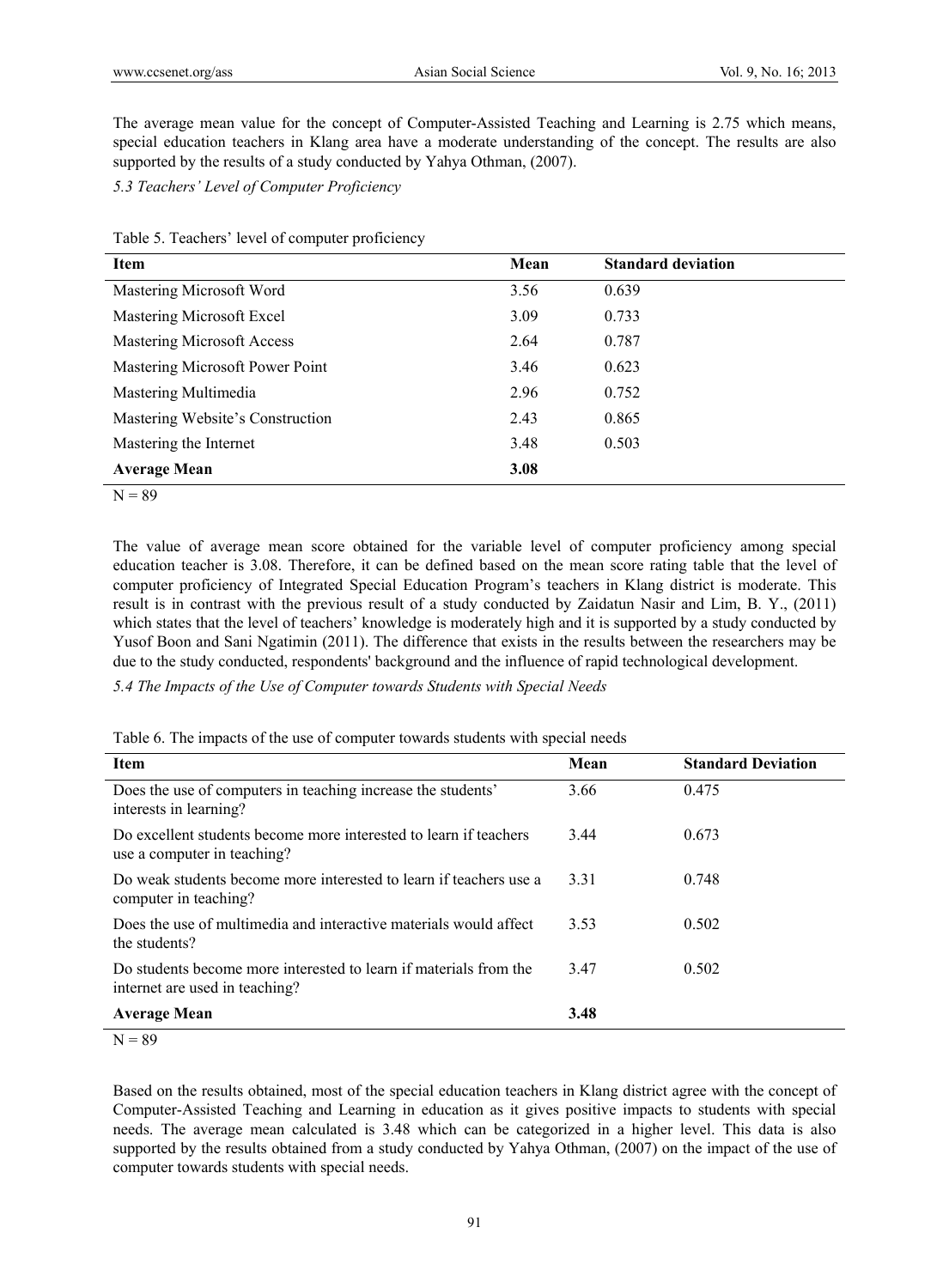The average mean value for the concept of Computer-Assisted Teaching and Learning is 2.75 which means, special education teachers in Klang area have a moderate understanding of the concept. The results are also supported by the results of a study conducted by Yahya Othman, (2007).

### *5.3 Teachers' Level of Computer Proficiency*

Table 5. Teachers' level of computer proficiency

| Item | Mean | Standard deviation |
|---|---|---|
| Mastering Microsoft Word | 3.56 | 0.639 |
| Mastering Microsoft Excel | 3.09 | 0.733 |
| Mastering Microsoft Access | 2.64 | 0.787 |
| Mastering Microsoft Power Point | 3.46 | 0.623 |
| Mastering Multimedia | 2.96 | 0.752 |
| Mastering Website's Construction | 2.43 | 0.865 |
| Mastering the Internet | 3.48 | 0.503 |
| **Average Mean** | **3.08** | |

N = 89

The value of average mean score obtained for the variable level of computer proficiency among special education teacher is 3.08. Therefore, it can be defined based on the mean score rating table that the level of computer proficiency of Integrated Special Education Program's teachers in Klang district is moderate. This result is in contrast with the previous result of a study conducted by Zaidatun Nasir and Lim, B. Y., (2011) which states that the level of teachers' knowledge is moderately high and it is supported by a study conducted by Yusof Boon and Sani Ngatimin (2011). The difference that exists in the results between the researchers may be due to the study conducted, respondents' background and the influence of rapid technological development.

### *5.4 The Impacts of the Use of Computer towards Students with Special Needs*

Table 6. The impacts of the use of computer towards students with special needs

| Item | Mean | Standard Deviation |
|---|---|---|
| Does the use of computers in teaching increase the students' interests in learning? | 3.66 | 0.475 |
| Do excellent students become more interested to learn if teachers use a computer in teaching? | 3.44 | 0.673 |
| Do weak students become more interested to learn if teachers use a computer in teaching? | 3.31 | 0.748 |
| Does the use of multimedia and interactive materials would affect the students? | 3.53 | 0.502 |
| Do students become more interested to learn if materials from the internet are used in teaching? | 3.47 | 0.502 |
| **Average Mean** | **3.48** | |

N = 89

Based on the results obtained, most of the special education teachers in Klang district agree with the concept of Computer-Assisted Teaching and Learning in education as it gives positive impacts to students with special needs. The average mean calculated is 3.48 which can be categorized in a higher level. This data is also supported by the results obtained from a study conducted by Yahya Othman, (2007) on the impact of the use of computer towards students with special needs.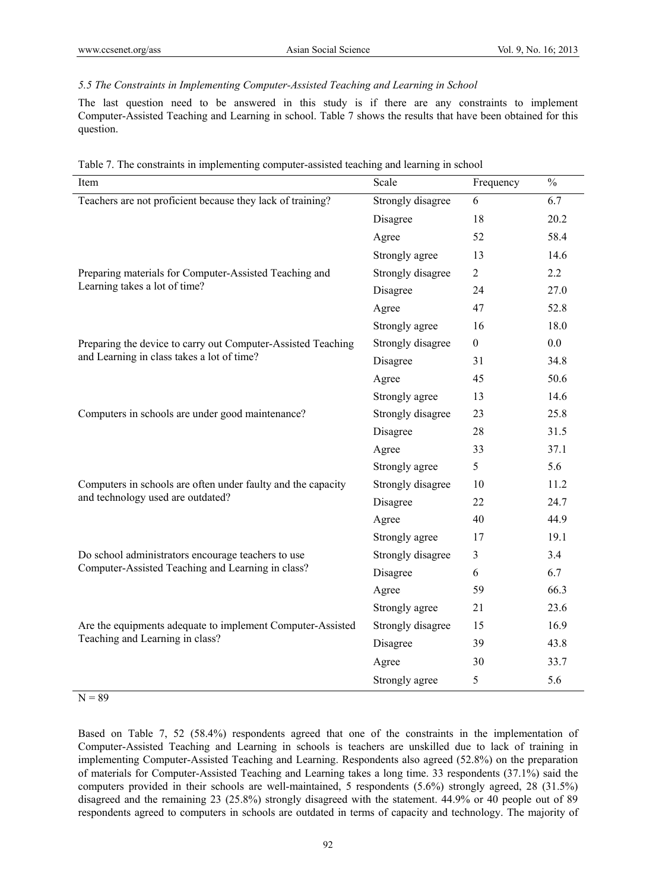### *5.5 The Constraints in Implementing Computer-Assisted Teaching and Learning in School*

The last question need to be answered in this study is if there are any constraints to implement Computer-Assisted Teaching and Learning in school. Table 7 shows the results that have been obtained for this question.

Table 7. The constraints in implementing computer-assisted teaching and learning in school

| Item | Scale | Frequency | % |
|---|---|---|---|
| Teachers are not proficient because they lack of training? | Strongly disagree | 6 | 6.7 |
| | Disagree | 18 | 20.2 |
| | Agree | 52 | 58.4 |
| | Strongly agree | 13 | 14.6 |
| Preparing materials for Computer-Assisted Teaching and Learning takes a lot of time? | Strongly disagree | 2 | 2.2 |
| | Disagree | 24 | 27.0 |
| | Agree | 47 | 52.8 |
| | Strongly agree | 16 | 18.0 |
| Preparing the device to carry out Computer-Assisted Teaching and Learning in class takes a lot of time? | Strongly disagree | 0 | 0.0 |
| | Disagree | 31 | 34.8 |
| | Agree | 45 | 50.6 |
| | Strongly agree | 13 | 14.6 |
| Computers in schools are under good maintenance? | Strongly disagree | 23 | 25.8 |
| | Disagree | 28 | 31.5 |
| | Agree | 33 | 37.1 |
| | Strongly agree | 5 | 5.6 |
| Computers in schools are often under faulty and the capacity and technology used are outdated? | Strongly disagree | 10 | 11.2 |
| | Disagree | 22 | 24.7 |
| | Agree | 40 | 44.9 |
| | Strongly agree | 17 | 19.1 |
| Do school administrators encourage teachers to use Computer-Assisted Teaching and Learning in class? | Strongly disagree | 3 | 3.4 |
| | Disagree | 6 | 6.7 |
| | Agree | 59 | 66.3 |
| | Strongly agree | 21 | 23.6 |
| Are the equipments adequate to implement Computer-Assisted Teaching and Learning in class? | Strongly disagree | 15 | 16.9 |
| | Disagree | 39 | 43.8 |
| | Agree | 30 | 33.7 |
| | Strongly agree | 5 | 5.6 |

N = 89

Based on Table 7, 52 (58.4%) respondents agreed that one of the constraints in the implementation of Computer-Assisted Teaching and Learning in schools is teachers are unskilled due to lack of training in implementing Computer-Assisted Teaching and Learning. Respondents also agreed (52.8%) on the preparation of materials for Computer-Assisted Teaching and Learning takes a long time. 33 respondents (37.1%) said the computers provided in their schools are well-maintained, 5 respondents (5.6%) strongly agreed, 28 (31.5%) disagreed and the remaining 23 (25.8%) strongly disagreed with the statement. 44.9% or 40 people out of 89 respondents agreed to computers in schools are outdated in terms of capacity and technology. The majority of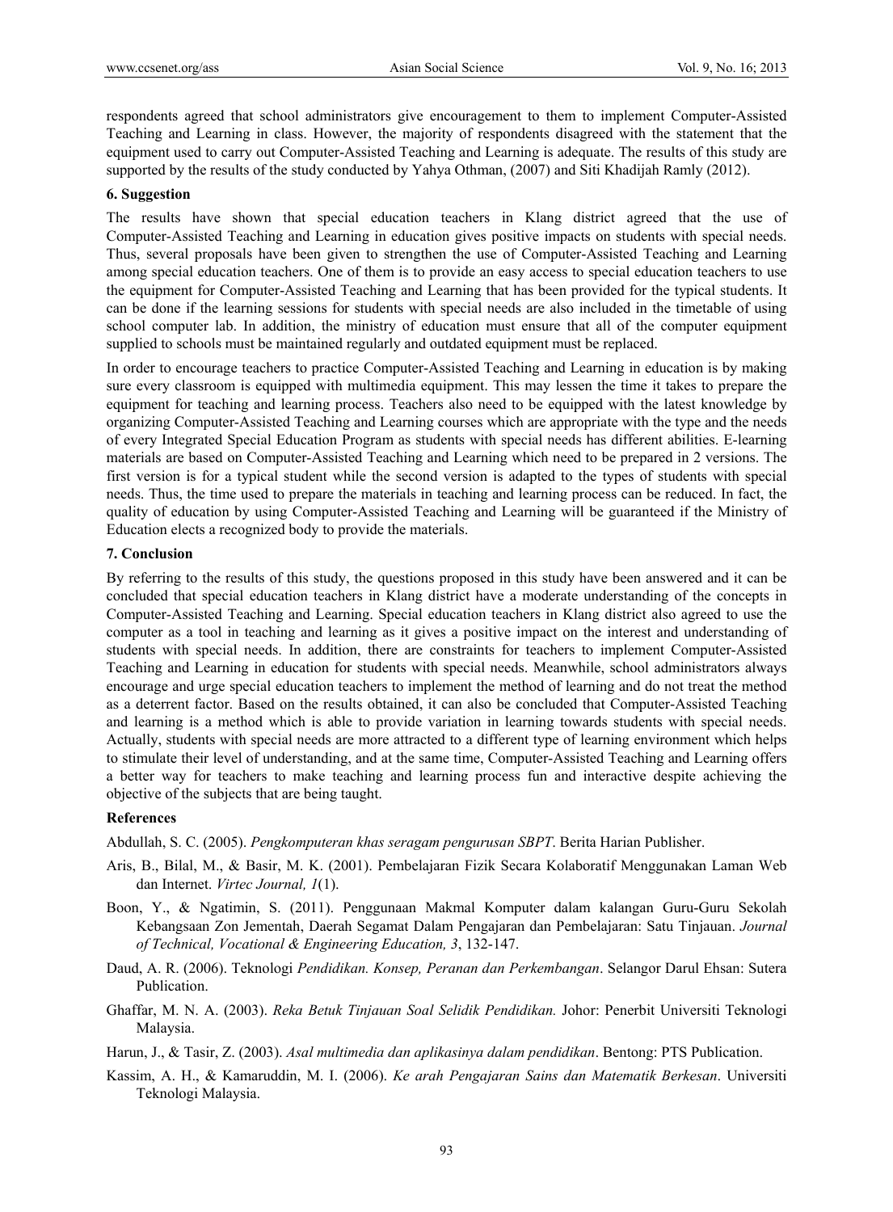respondents agreed that school administrators give encouragement to them to implement Computer-Assisted Teaching and Learning in class. However, the majority of respondents disagreed with the statement that the equipment used to carry out Computer-Assisted Teaching and Learning is adequate. The results of this study are supported by the results of the study conducted by Yahya Othman, (2007) and Siti Khadijah Ramly (2012).

## 6. Suggestion

The results have shown that special education teachers in Klang district agreed that the use of Computer-Assisted Teaching and Learning in education gives positive impacts on students with special needs. Thus, several proposals have been given to strengthen the use of Computer-Assisted Teaching and Learning among special education teachers. One of them is to provide an easy access to special education teachers to use the equipment for Computer-Assisted Teaching and Learning that has been provided for the typical students. It can be done if the learning sessions for students with special needs are also included in the timetable of using school computer lab. In addition, the ministry of education must ensure that all of the computer equipment supplied to schools must be maintained regularly and outdated equipment must be replaced.

In order to encourage teachers to practice Computer-Assisted Teaching and Learning in education is by making sure every classroom is equipped with multimedia equipment. This may lessen the time it takes to prepare the equipment for teaching and learning process. Teachers also need to be equipped with the latest knowledge by organizing Computer-Assisted Teaching and Learning courses which are appropriate with the type and the needs of every Integrated Special Education Program as students with special needs has different abilities. E-learning materials are based on Computer-Assisted Teaching and Learning which need to be prepared in 2 versions. The first version is for a typical student while the second version is adapted to the types of students with special needs. Thus, the time used to prepare the materials in teaching and learning process can be reduced. In fact, the quality of education by using Computer-Assisted Teaching and Learning will be guaranteed if the Ministry of Education elects a recognized body to provide the materials.

## 7. Conclusion

By referring to the results of this study, the questions proposed in this study have been answered and it can be concluded that special education teachers in Klang district have a moderate understanding of the concepts in Computer-Assisted Teaching and Learning. Special education teachers in Klang district also agreed to use the computer as a tool in teaching and learning as it gives a positive impact on the interest and understanding of students with special needs. In addition, there are constraints for teachers to implement Computer-Assisted Teaching and Learning in education for students with special needs. Meanwhile, school administrators always encourage and urge special education teachers to implement the method of learning and do not treat the method as a deterrent factor. Based on the results obtained, it can also be concluded that Computer-Assisted Teaching and learning is a method which is able to provide variation in learning towards students with special needs. Actually, students with special needs are more attracted to a different type of learning environment which helps to stimulate their level of understanding, and at the same time, Computer-Assisted Teaching and Learning offers a better way for teachers to make teaching and learning process fun and interactive despite achieving the objective of the subjects that are being taught.

## References

Abdullah, S. C. (2005). *Pengkomputeran khas seragam pengurusan SBPT*. Berita Harian Publisher.

Aris, B., Bilal, M., & Basir, M. K. (2001). Pembelajaran Fizik Secara Kolaboratif Menggunakan Laman Web dan Internet. *Virtec Journal, 1*(1).

Boon, Y., & Ngatimin, S. (2011). Penggunaan Makmal Komputer dalam kalangan Guru-Guru Sekolah Kebangsaan Zon Jementah, Daerah Segamat Dalam Pengajaran dan Pembelajaran: Satu Tinjauan. *Journal of Technical, Vocational & Engineering Education, 3*, 132-147.

Daud, A. R. (2006). Teknologi *Pendidikan. Konsep, Peranan dan Perkembangan*. Selangor Darul Ehsan: Sutera Publication.

Ghaffar, M. N. A. (2003). *Reka Betuk Tinjauan Soal Selidik Pendidikan.* Johor: Penerbit Universiti Teknologi Malaysia.

Harun, J., & Tasir, Z. (2003). *Asal multimedia dan aplikasinya dalam pendidikan*. Bentong: PTS Publication.

Kassim, A. H., & Kamaruddin, M. I. (2006). *Ke arah Pengajaran Sains dan Matematik Berkesan*. Universiti Teknologi Malaysia.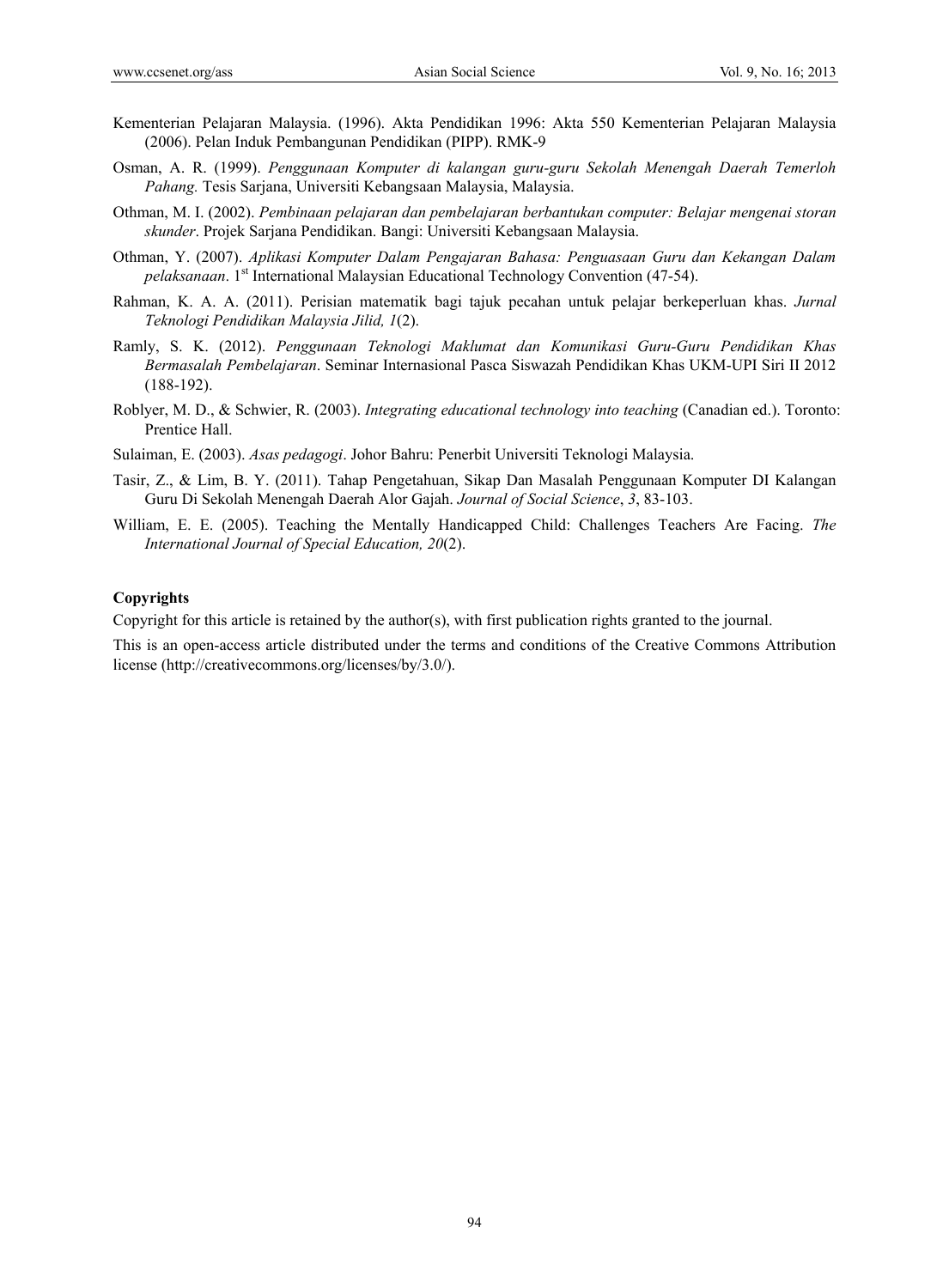Kementerian Pelajaran Malaysia. (1996). Akta Pendidikan 1996: Akta 550 Kementerian Pelajaran Malaysia (2006). Pelan Induk Pembangunan Pendidikan (PIPP). RMK-9

Osman, A. R. (1999). *Penggunaan Komputer di kalangan guru-guru Sekolah Menengah Daerah Temerloh Pahang.* Tesis Sarjana, Universiti Kebangsaan Malaysia, Malaysia.

Othman, M. I. (2002). *Pembinaan pelajaran dan pembelajaran berbantukan computer: Belajar mengenai storan skunder*. Projek Sarjana Pendidikan. Bangi: Universiti Kebangsaan Malaysia.

Othman, Y. (2007). *Aplikasi Komputer Dalam Pengajaran Bahasa: Penguasaan Guru dan Kekangan Dalam pelaksanaan*. 1st International Malaysian Educational Technology Convention (47-54).

Rahman, K. A. A. (2011). Perisian matematik bagi tajuk pecahan untuk pelajar berkeperluan khas. *Jurnal Teknologi Pendidikan Malaysia Jilid, 1*(2).

Ramly, S. K. (2012). *Penggunaan Teknologi Maklumat dan Komunikasi Guru-Guru Pendidikan Khas Bermasalah Pembelajaran*. Seminar Internasional Pasca Siswazah Pendidikan Khas UKM-UPI Siri II 2012 (188-192).

Roblyer, M. D., & Schwier, R. (2003). *Integrating educational technology into teaching* (Canadian ed.). Toronto: Prentice Hall.

Sulaiman, E. (2003). *Asas pedagogi*. Johor Bahru: Penerbit Universiti Teknologi Malaysia.

Tasir, Z., & Lim, B. Y. (2011). Tahap Pengetahuan, Sikap Dan Masalah Penggunaan Komputer DI Kalangan Guru Di Sekolah Menengah Daerah Alor Gajah. *Journal of Social Science*, *3*, 83-103.

William, E. E. (2005). Teaching the Mentally Handicapped Child: Challenges Teachers Are Facing. *The International Journal of Special Education, 20*(2).

**Copyrights**

Copyright for this article is retained by the author(s), with first publication rights granted to the journal.

This is an open-access article distributed under the terms and conditions of the Creative Commons Attribution license (http://creativecommons.org/licenses/by/3.0/).